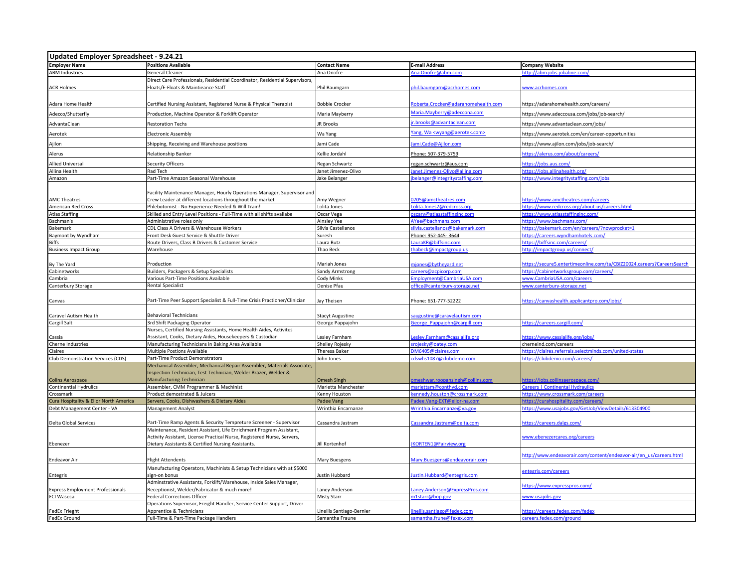## Updated Employer Spreadsheet - 9.24.21

| Employer Name | Positions Available | Contact Name | E-mail Address | Company Website |
|---|---|---|---|---|
| ABM Industries | General Cleaner | Ana Onofre | Ana.Onofre@abm.com | http://abm.jobs.jobaline.com/ |
| ACR Holmes | Direct Care Professionals, Residential Coordinator, Residential Supervisors, Floats/E-Floats & Maintieance Staff | Phil Baumgarn | phil.baumgarn@acrhomes.com | www.acrhomes.com |
| Adara Home Health | Certified Nursing Assistant, Registered Nurse & Physical Therapist | Bobbie Crocker | Roberta.Crocker@adarahomehealth.com | https://adarahomehealth.com/careers/ |
| Adecco/Shutterfly | Production, Machine Operator & Forklift Operator | Maria Mayberry | Maria.Mayberry@adeccona.com | https://www.adeccousa.com/jobs/job-search/ |
| AdvantaClean | Restoration Techs | JR Brooks | jr.brooks@advantaclean.com | https://www.advantaclean.com/jobs/ |
| Aerotek | Electronic Assembly | Wa Yang | Yang, Wa <wyang@aerotek.com> | https://www.aerotek.com/en/career-opportunities |
| Ajilon | Shipping, Receiving and Warehouse positions | Jami Cade | Jami.Cade@Ajilon.com | https://www.ajilon.com/jobs/job-search/ |
| Alerus | Relationship Banker | Kellie Jordahl | Phone: 507-379-5759 | https://alerus.com/about/careers/ |
| Allied Universal | Security Officers | Regan Schwartz | regan.schwartz@aus.com | https://jobs.aus.com/ |
| Allina Health | Rad Tech | Janet Jimenez-Olivo | Janet.Jimenez-Olivo@allina.com | https://jobs.allinahealth.org/ |
| Amazon | Part-Time Amazon Seasonal Warehouse | Jake Belanger | jbelanger@integritystaffing.com | https://www.integritystaffing.com/jobs |
| AMC Theatres | Facility Maintenance Manager, Hourly Operations Manager, Supervisor and Crew Leader at different locations throughout the market | Amy Wegner | 0705@amctheatres.com | https://www.amctheatres.com/careers |
| American Red Cross | Phlebotomist - No Experience Needed & Will Train! | Lolita Jones | Lolita.Jones2@redcross.org | https://www.redcross.org/about-us/careers.html |
| Atlas Staffing | Skilled and Entry Level Positions - Full-Time with all shifts availabe | Oscar Vega | oscarv@atlasstaffinginc.com | https://www.atlasstaffinginc.com/ |
| Bachman's | Administrative roles only | Ainsley Yee | AYee@bachmans.com | https://www.bachmans.com/ |
| Bakemark | CDL Class A Drivers & Warehouse Workers | Silvia Castellanos | silvia.castellanos@bakemark.com | https://bakemark.com/en/careers/?nowprocket=1 |
| Baymont by Wyndham | Front Desk Guest Service & Shuttle Driver | Suresh | Phone: 952-445- 3644 | https://careers.wyndhamhotels.com/ |
| Biffs | Route Drivers, Class B Drivers & Customer Service | Laura Rutz | LauraKR@biffsinc.com | https://biffsinc.com/careers/ |
| Business Impact Group | Warehouse | Thao Beck | thabeck@impactgroup.us | http://impactgroup.us/connect/ |
| By The Yard | Production | Mariah Jones | mjones@bytheyard.net | https://secure5.entertimeonline.com/ta/CBIZ20024.careers?CareersSearch |
| Cabinetworks | Builders, Packagers & Setup Specialists | Sandy Armstrong | careers@acpicorp.com | https://cabinetworksgroup.com/careers/ |
| Cambria | Various Part-Time Positions Available | Cody Minks | Employment@CambriaUSA.com | www.CambriaUSA.com/careers |
| Canterbury Storage | Rental Specialist | Denise Pfau | office@canterbury-storage.net | www.canterbury-storage.net |
| Canvas | Part-Time Peer Support Specialist & Full-Time Crisis Practioner/Clinician | Jay Theisen | Phone: 651-777-52222 | https://canvashealth.applicantpro.com/jobs/ |
| Caravel Autism Health | Behavioral Technicians | Stacyt Augustine | saugustine@caravelautism.com | |
| Cargill Salt | 3rd Shift Packaging Operator | George Pappajohn | George_Pappajohn@cargill.com | https://careers.cargill.com/ |
| Cassia | Nurses, Certified Nursing Assistants, Home Health Aides, Activites Assistant, Cooks, Dietary Aides, Housekeepers & Custodian | Lesley Farnham | Lesley.Farnham@cassialife.org | https://www.cassialife.org/jobs/ |
| Cherne Industries | Manufacturing Technicians in Baking Area Available | Shelley Rojesky | srojesky@oatey.com | cherneind.com/careers |
| Claires | Multiple Postions Available | Theresa Baker | DM6405@claires.com | https://claires.referrals.selectminds.com/united-states |
| Club Demonstration Services (CDS) | Part-Time Product Demonstrators | John Jones | cdswhs1087@clubdemo.com | https://clubdemo.com/careers/ |
| Colins Aerospace | Mechanical Assembler, Mechanical Repair Assembler, Materials Associate, Inspection Technician, Test Technician, Welder Brazer, Welder & Manufacturing Technician | Omesh Singh | omeshwar.roopansingh@collins.com | https://jobs.collinsaerospace.com/ |
| Continential Hydrulics | Assembler, CMM Programmer & Machinist | Marietta Manchester | mariettam@conthyd.com | Careers \| Continental Hydraulics |
| Crossmark | Product demostrated & Juicers | Kenny Houston | kennedy.houston@crossmark.com | https://www.crossmark.com/careers |
| Cura Hospitality & Elior North America | Servers, Cooks, Dishwashers & Dietary Aides | Padee Vang | Padee.Vang-EXT@elior-na.com | https://curahospitality.com/careers/ |
| Debt Management Center - VA | Management Analyst | Wrinthia Encarnanze | Wrinthia.Encarnanze@va.gov | https://www.usajobs.gov/GetJob/ViewDetails/613304900 |
| Delta Global Services | Part-Time Ramp Agents & Security Tempreture Screener - Supervisor | Cassandra Jastram | Cassandra.Jastram@delta.com | https://careers.dalgs.com/ |
| Ebenezer | Maintenance, Resident Assistant, Life Enrichment Program Assistant, Activity Assistant, License Practical Nurse, Registered Nurse, Servers, Dietary Assistants & Certified Nursing Assistants. | Jill Kortenhof | JKORTEN1@Fairview.org | www.ebenezercares.org/careers |
| Endeavor Air | Flight Attendents | Mary Buesgens | Mary.Buesgens@endeavorair.com | http://www.endeavorair.com/content/endeavor-air/en_us/careers.html |
| Entegris | Manufacturing Operators, Machinists & Setup Technicians with at $5000 sign-on bonus | Justin Hubbard | Justin.Hubbard@entegris.com | entegris.com/careers |
| Express Employment Professionals | Adminstrative Assistants, Forklift/Warehouse, Inside Sales Manager, Receptionist, Welder/Fabricator & much more! | Laney Anderson | Laney.Anderson@ExpressPros.com | https://www.expresspros.com/ |
| FCI Waseca | Federal Corrections Officer | Misty Starr | m1starr@bop.gov | www.usajobs.gov |
| FedEx Frieght | Operations Supervisor, Freight Handler, Service Center Support, Driver Apprentice & Technicians | Linellis Santiago-Bernier | linellis.santiago@fedex.com | https://careers.fedex.com/fedex |
| FedEx Ground | Full-Time & Part-Time Package Handlers | Samantha Fraune | samantha.frune@fexex.com | careers.fedex.com/ground |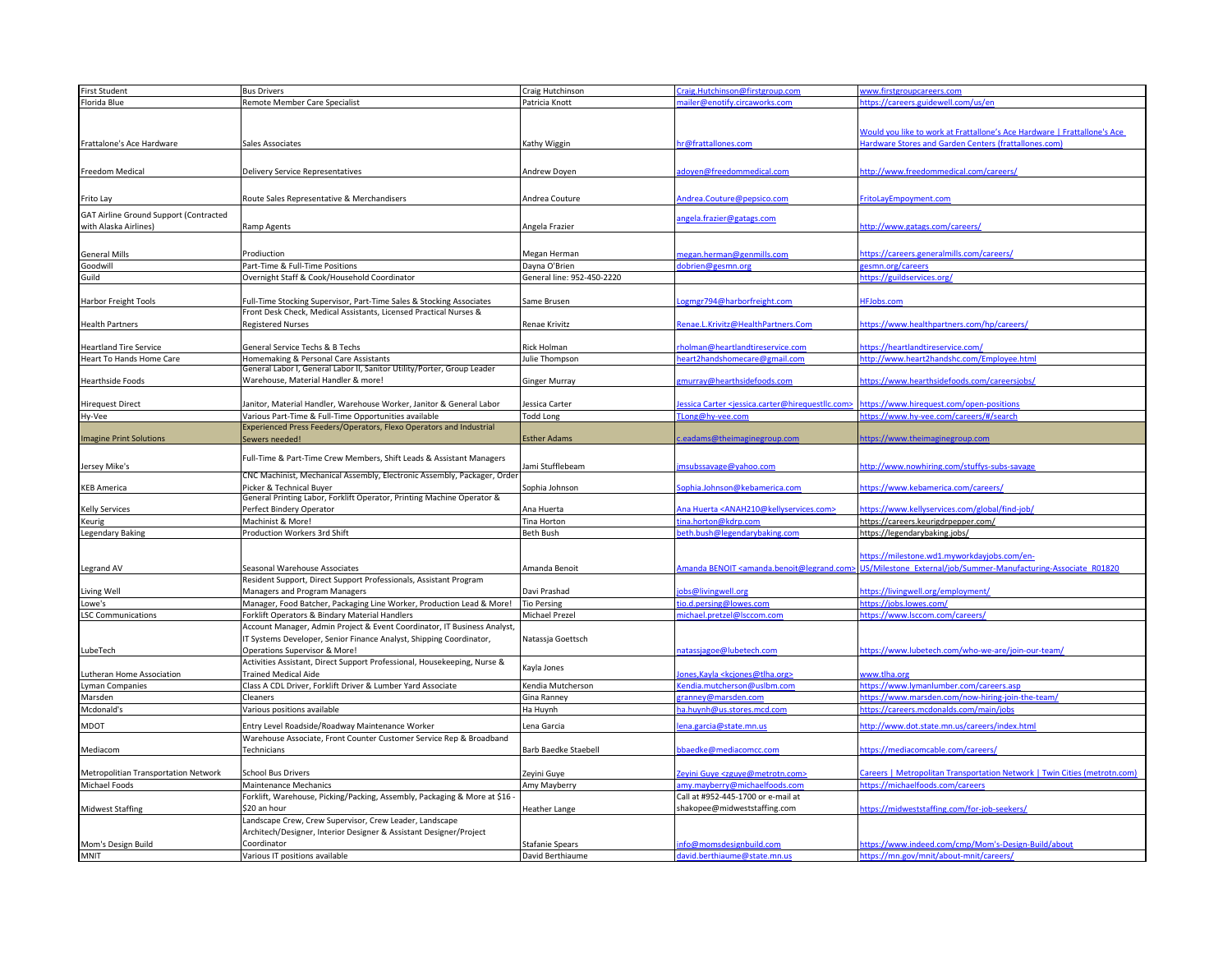| | | | | |
|---|---|---|---|---|
| First Student | Bus Drivers | Craig Hutchinson | Craig.Hutchinson@firstgroup.com | www.firstgroupcareers.com |
| Florida Blue | Remote Member Care Specialist | Patricia Knott | mailer@enotify.circaworks.com | https://careers.guidewell.com/us/en |
| Frattalone's Ace Hardware | Sales Associates | Kathy Wiggin | hr@frattallones.com | Would you like to work at Frattallone's Ace Hardware \| Frattallone's Ace Hardware Stores and Garden Centers (frattallones.com) |
| Freedom Medical | Delivery Service Representatives | Andrew Doyen | adoyen@freedommedical.com | http://www.freedommedical.com/careers/ |
| Frito Lay | Route Sales Representative & Merchandisers | Andrea Couture | Andrea.Couture@pepsico.com | FritoLayEmpoyment.com |
| GAT Airline Ground Support (Contracted with Alaska Airlines) | Ramp Agents | Angela Frazier | angela.frazier@gatags.com | http://www.gatags.com/careers/ |
| General Mills | Prodiuction | Megan Herman | megan.herman@genmills.com | https://careers.generalmills.com/careers/ |
| Goodwill | Part-Time & Full-Time Positions | Dayna O'Brien | dobrien@gesmn.org | gesmn.org/careers |
| Guild | Overnight Staff & Cook/Household Coordinator | General line: 952-450-2220 | | https://guildservices.org/ |
| Harbor Freight Tools | Full-Time Stocking Supervisor, Part-Time Sales & Stocking Associates | Same Brusen | Logmgr794@harborfreight.com | HFJobs.com |
| Health Partners | Front Desk Check, Medical Assistants, Licensed Practical Nurses & Registered Nurses | Renae Krivitz | Renae.L.Krivitz@HealthPartners.Com | https://www.healthpartners.com/hp/careers/ |
| Heartland Tire Service | General Service Techs & B Techs | Rick Holman | rholman@heartlandtireservice.com | https://heartlandtireservice.com/ |
| Heart To Hands Home Care | Homemaking & Personal Care Assistants | Julie Thompson | heart2handshomecare@gmail.com | http://www.heart2handshc.com/Employee.html |
| Hearthside Foods | General Labor I, General Labor II, Sanitor Utility/Porter, Group Leader Warehouse, Material Handler & more! | Ginger Murray | gmurray@hearthsidefoods.com | https://www.hearthsidefoods.com/careersjobs/ |
| Hirequest Direct | Janitor, Material Handler, Warehouse Worker, Janitor & General Labor | Jessica Carter | Jessica Carter <jessica.carter@hirequestllc.com> | https://www.hirequest.com/open-positions |
| Hy-Vee | Various Part-Time & Full-Time Opportunities available | Todd Long | TLong@hy-vee.com | https://www.hy-vee.com/careers/#/search |
| Imagine Print Solutions | Experienced Press Feeders/Operators, Flexo Operators and Industrial Sewers needed! | Esther Adams | c.eadams@theimaginegroup.com | https://www.theimaginegroup.com |
| Jersey Mike's | Full-Time & Part-Time Crew Members, Shift Leads & Assistant Managers | Jami Stufflebeam | jmsubssavage@yahoo.com | http://www.nowhiring.com/stuffys-subs-savage |
| KEB America | CNC Machinist, Mechanical Assembly, Electronic Assembly, Packager, Order Picker & Technical Buyer | Sophia Johnson | Sophia.Johnson@kebamerica.com | https://www.kebamerica.com/careers/ |
| Kelly Services | General Printing Labor, Forklift Operator, Printing Machine Operator & Perfect Bindery Operator | Ana Huerta | Ana Huerta <ANAH210@kellyservices.com> | https://www.kellyservices.com/global/find-job/ |
| Keurig | Machinist & More! | Tina Horton | tina.horton@kdrp.com | https://careers.keurigdrpepper.com/ |
| Legendary Baking | Production Workers 3rd Shift | Beth Bush | beth.bush@legendarybaking.com | https://legendarybaking.jobs/ |
| Legrand AV | Seasonal Warehouse Associates | Amanda Benoit | Amanda BENOIT <amanda.benoit@legrand.com> | https://milestone.wd1.myworkdayjobs.com/en-US/Milestone_External/job/Summer-Manufacturing-Associate_R01820 |
| Living Well | Resident Support, Direct Support Professionals, Assistant Program Managers and Program Managers | Davi Prashad | jobs@livingwell.org | https://livingwell.org/employment/ |
| Lowe's | Manager, Food Batcher, Packaging Line Worker, Production Lead & More! | Tio Persing | tio.d.persing@lowes.com | https://jobs.lowes.com/ |
| LSC Communications | Forklift Operators & Bindary Material Handlers | Michael Prezel | michael.pretzel@lsccom.com | https://www.lsccom.com/careers/ |
| LubeTech | Account Manager, Admin Project & Event Coordinator, IT Business Analyst, IT Systems Developer, Senior Finance Analyst, Shipping Coordinator, Operations Supervisor & More! | Natassja Goettsch | natassjagoe@lubetech.com | https://www.lubetech.com/who-we-are/join-our-team/ |
| Lutheran Home Association | Activities Assistant, Direct Support Professional, Housekeeping, Nurse & Trained Medical Aide | Kayla Jones | Jones,Kayla <kcjones@tlha.org> | www.tlha.org |
| Lyman Companies | Class A CDL Driver, Forklift Driver & Lumber Yard Associate | Kendia Mutcherson | Kendia.mutcherson@uslbm.com | https://www.lymanlumber.com/careers.asp |
| Marsden | Cleaners | Gina Ranney | granney@marsden.com | https://www.marsden.com/now-hiring-join-the-team/ |
| Mcdonald's | Various positions available | Ha Huynh | ha.huynh@us.stores.mcd.com | https://careers.mcdonalds.com/main/jobs |
| MDOT | Entry Level Roadside/Roadway Maintenance Worker | Lena Garcia | lena.garcia@state.mn.us | http://www.dot.state.mn.us/careers/index.html |
| Mediacom | Warehouse Associate, Front Counter Customer Service Rep & Broadband Technicians | Barb Baedke Staebell | bbaedke@mediacomcc.com | https://mediacomcable.com/careers/ |
| Metropolitan Transportation Network | School Bus Drivers | Zeyini Guye | Zeyini Guye <zguye@metrotn.com> | Careers \| Metropolitan Transportation Network \| Twin Cities (metrotn.com) |
| Michael Foods | Maintenance Mechanics | Amy Mayberry | amy.mayberry@michaelfoods.com | https://michaelfoods.com/careers |
| Midwest Staffing | Forklift, Warehouse, Picking/Packing, Assembly, Packaging & More at $16 - $20 an hour | Heather Lange | Call at #952-445-1700 or e-mail at shakopee@midweststaffing.com | https://midweststaffing.com/for-job-seekers/ |
| Mom's Design Build | Landscape Crew, Crew Supervisor, Crew Leader, Landscape Architech/Designer, Interior Designer & Assistant Designer/Project Coordinator | Stafanie Spears | info@momsdesignbuild.com | https://www.indeed.com/cmp/Mom's-Design-Build/about |
| MNIT | Various IT positions available | David Berthiaume | david.berthiaume@state.mn.us | https://mn.gov/mnit/about-mnit/careers/ |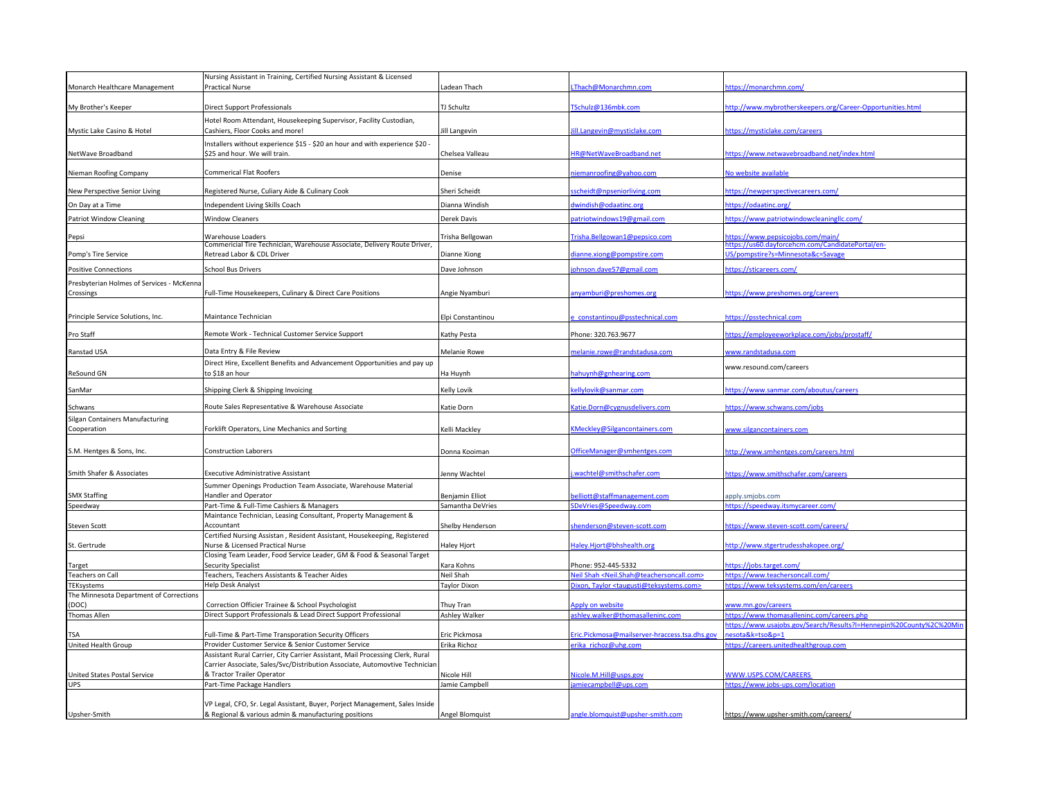| | | | | |
|---|---|---|---|---|
| Monarch Healthcare Management | Nursing Assistant in Training, Certified Nursing Assistant & Licensed Practical Nurse | Ladean Thach | LThach@Monarchmn.com | https://monarchmn.com/ |
| My Brother's Keeper | Direct Support Professionals | TJ Schultz | TSchulz@136mbk.com | http://www.mybrotherskeepers.org/Career-Opportunities.html |
| Mystic Lake Casino & Hotel | Hotel Room Attendant, Housekeeping Supervisor, Facility Custodian, Cashiers, Floor Cooks and more! | Jill Langevin | Jill.Langevin@mysticlake.com | https://mysticlake.com/careers |
| NetWave Broadband | Installers without experience $15 - $20 an hour and with experience $20 - $25 and hour. We will train. | Chelsea Valleau | HR@NetWaveBroadband.net | https://www.netwavebroadband.net/index.html |
| Nieman Roofing Company | Commerical Flat Roofers | Denise | niemanroofing@yahoo.com | No website available |
| New Perspective Senior Living | Registered Nurse, Culiary Aide & Culinary Cook | Sheri Scheidt | sscheidt@npseniorliving.com | https://newperspectivecareers.com/ |
| On Day at a Time | Independent Living Skills Coach | Dianna Windish | dwindish@odaatinc.org | https://odaatinc.org/ |
| Patriot Window Cleaning | Window Cleaners | Derek Davis | patriotwindows19@gmail.com | https://www.patriotwindowcleaningllc.com/ |
| Pepsi | Warehouse Loaders | Trisha Bellgowan | Trisha.Bellgowan1@pepsico.com | https://www.pepsicojobs.com/main/ |
| Pomp's Tire Service | Commericial Tire Technician, Warehouse Associate, Delivery Route Driver, Retread Labor & CDL Driver | Dianne Xiong | dianne.xiong@pompstire.com | https://us60.dayforcehcm.com/CandidatePortal/en-US/pompstire?s=Minnesota&c=Savage |
| Positive Connections | School Bus Drivers | Dave Johnson | johnson.dave57@gmail.com | https://sticareers.com/ |
| Presbyterian Holmes of Services - McKenna Crossings | Full-Time Housekeepers, Culinary & Direct Care Positions | Angie Nyamburi | anyamburi@preshomes.org | https://www.preshomes.org/careers |
| Principle Service Solutions, Inc. | Maintance Technician | Elpi Constantinou | e_constantinou@psstechnical.com | https://psstechnical.com |
| Pro Staff | Remote Work - Technical Customer Service Support | Kathy Pesta | Phone: 320.763.9677 | https://employeeworkplace.com/jobs/prostaff/ |
| Ranstad USA | Data Entry & File Review | Melanie Rowe | melanie.rowe@randstadusa.com | www.randstadusa.com |
| ReSound GN | Direct Hire, Excellent Benefits and Advancement Opportunities and pay up to $18 an hour | Ha Huynh | hahuynh@gnhearing.com | www.resound.com/careers |
| SanMar | Shipping Clerk & Shipping Invoicing | Kelly Lovik | kellylovik@sanmar.com | https://www.sanmar.com/aboutus/careers |
| Schwans | Route Sales Representative & Warehouse Associate | Katie Dorn | Katie.Dorn@cygnusdelivers.com | https://www.schwans.com/jobs |
| Silgan Containers Manufacturing Cooperation | Forklift Operators, Line Mechanics and Sorting | Kelli Mackley | KMeckley@Silgancontainers.com | www.silgancontainers.com |
| S.M. Hentges & Sons, Inc. | Construction Laborers | Donna Kooiman | OfficeManager@smhentges.com | http://www.smhentges.com/careers.html |
| Smith Shafer & Associates | Executive Administrative Assistant | Jenny Wachtel | j.wachtel@smithschafer.com | https://www.smithschafer.com/careers |
| SMX Staffing | Summer Openings Production Team Associate, Warehouse Material Handler and Operator | Benjamin Elliot | belliott@staffmanagement.com | apply.smjobs.com |
| Speedway | Part-Time & Full-Time Cashiers & Managers | Samantha DeVries | SDeVries@Speedway.com | https://speedway.itsmycareer.com/ |
| Steven Scott | Maintance Technician, Leasing Consultant, Property Management & Accountant | Shelby Henderson | shenderson@steven-scott.com | https://www.steven-scott.com/careers/ |
| St. Gertrude | Certified Nursing Assistan , Resident Assistant, Housekeeping, Registered Nurse & Licensed Practical Nurse | Haley Hjort | Haley.Hjort@bhshealth.org | http://www.stgertrudesshakopee.org/ |
| Target | Closing Team Leader, Food Service Leader, GM & Food & Seasonal Target Security Specialist | Kara Kohns | Phone: 952-445-5332 | https://jobs.target.com/ |
| Teachers on Call | Teachers, Teachers Assistants & Teacher Aides | Neil Shah | Neil Shah <Neil.Shah@teachersoncall.com> | https://www.teachersoncall.com/ |
| TEKsystems | Help Desk Analyst | Taylor Dixon | Dixon, Taylor <taugusti@teksystems.com> | https://www.teksystems.com/en/careers |
| The Minnesota Department of Corrections (DOC) | Correction Officier Trainee & School Psychologist | Thuy Tran | Apply on website | www.mn.gov/careers |
| Thomas Allen | Direct Support Professionals & Lead Direct Support Professional | Ashley Walker | ashley.walker@thomasalleninc.com | https://www.thomasalleninc.com/careers.php |
| TSA | Full-Time & Part-Time Transporation Security Officers | Eric Pickmosa | Eric.Pickmosa@mailserver-hraccess.tsa.dhs.gov | https://www.usajobs.gov/Search/Results?l=Hennepin%20County%2C%20Minnesota&k=tso&p=1 |
| United Health Group | Provider Customer Service & Senior Customer Service | Erika Richoz | erika_richoz@uhg.com | https://careers.unitedhealthgroup.com |
| United States Postal Service | Assistant Rural Carrier, City Carrier Assistant, Mail Processing Clerk, Rural Carrier Associate, Sales/Svc/Distribution Associate, Automovtive Technician & Tractor Trailer Operator | Nicole Hill | Nicole.M.Hill@usps.gov | WWW.USPS.COM/CAREERS |
| UPS | Part-Time Package Handlers | Jamie Campbell | jamiecampbell@ups.com | https://www.jobs-ups.com/location |
| Upsher-Smith | VP Legal, CFO, Sr. Legal Assistant, Buyer, Porject Management, Sales Inside & Regional & various admin & manufacturing positions | Angel Blomquist | angle.blomquist@upsher-smith.com | https://www.upsher-smith.com/careers/ |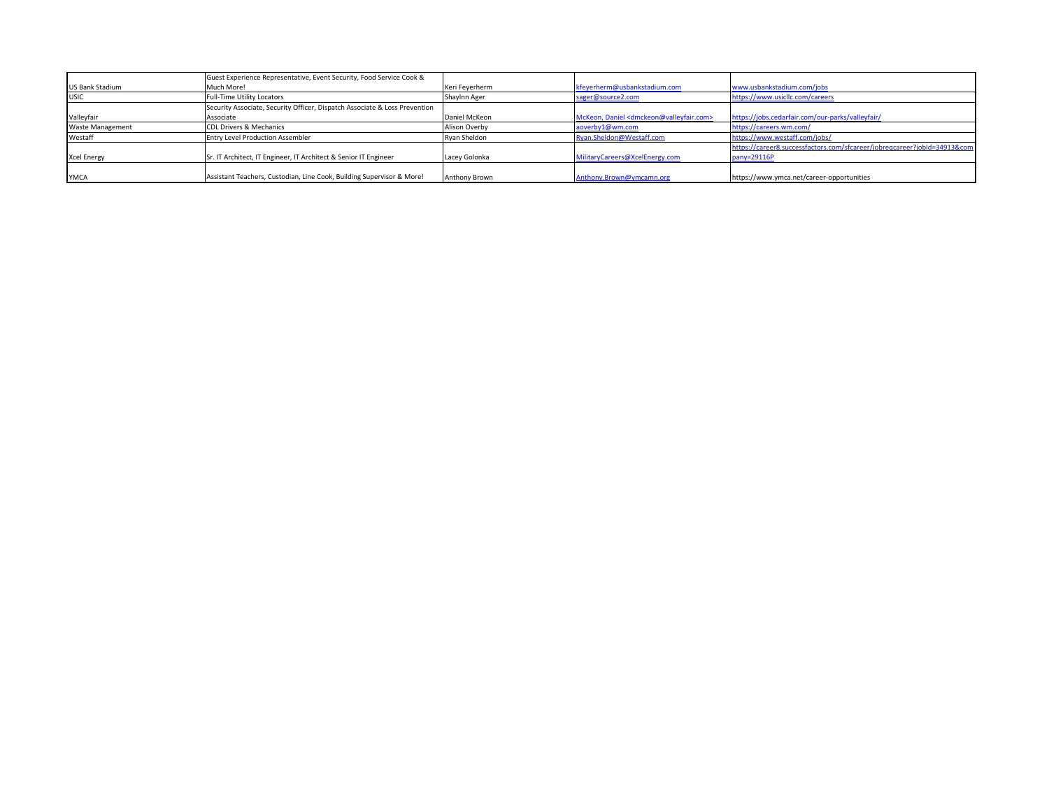| | | | | |
|---|---|---|---|---|
| US Bank Stadium | Guest Experience Representative, Event Security, Food Service Cook & Much More! | Keri Feyerherm | kfeyerherm@usbankstadium.com | www.usbankstadium.com/jobs |
| USIC | Full-Time Utility Locators | Shaylnn Ager | sager@source2.com | https://www.usicllc.com/careers |
| Valleyfair | Security Associate, Security Officer, Dispatch Associate & Loss Prevention Associate | Daniel McKeon | McKeon, Daniel <dmckeon@valleyfair.com> | https://jobs.cedarfair.com/our-parks/valleyfair/ |
| Waste Management | CDL Drivers & Mechanics | Alison Overby | aoverby1@wm.com | https://careers.wm.com/ |
| Westaff | Entry Level Production Assembler | Ryan Sheldon | Ryan.Sheldon@Westaff.com | https://www.westaff.com/jobs/ |
| Xcel Energy | Sr. IT Architect, IT Engineer, IT Architect & Senior IT Engineer | Lacey Golonka | MilitaryCareers@XcelEnergy.com | https://career8.successfactors.com/sfcareer/jobreqcareer?jobId=34913&company=29116P |
| YMCA | Assistant Teachers, Custodian, Line Cook, Building Supervisor & More! | Anthony Brown | Anthony.Brown@ymcamn.org | https://www.ymca.net/career-opportunities |